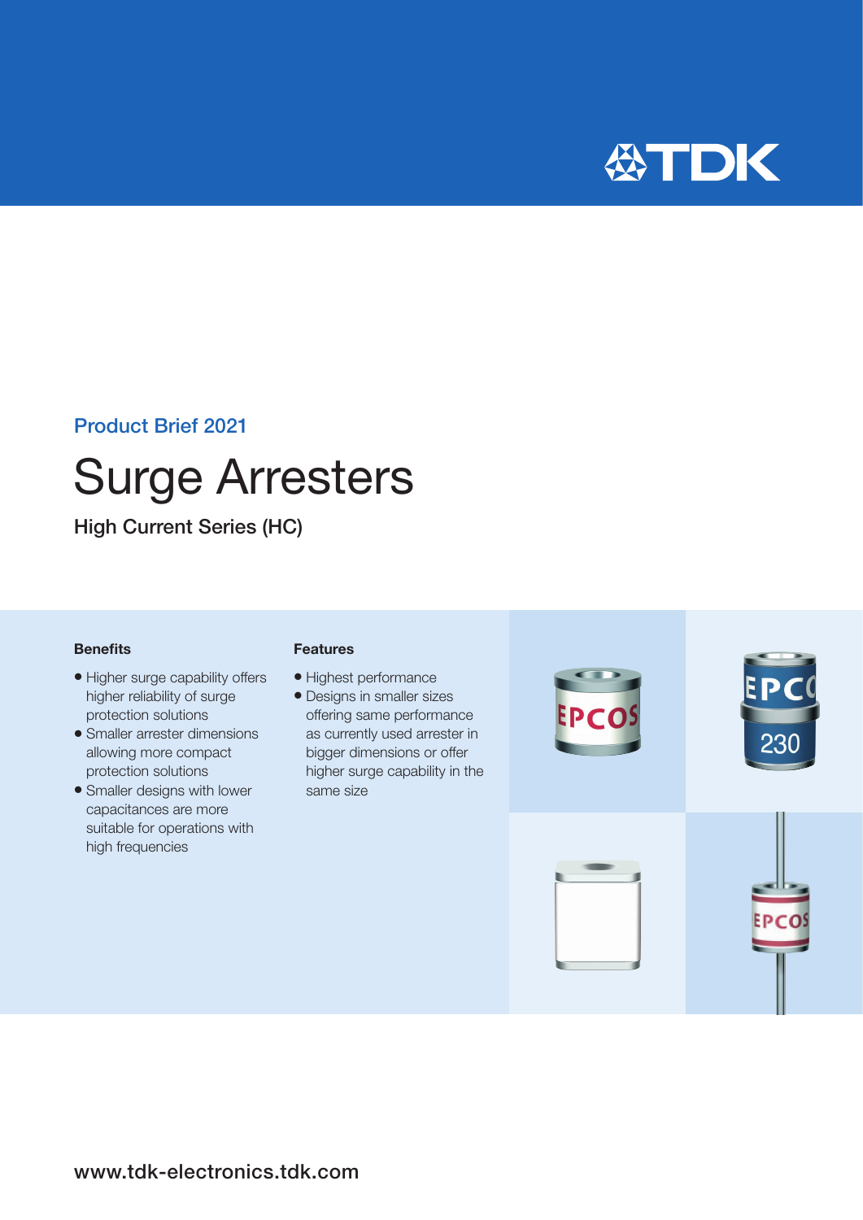Product Brief 2021

# Surge Arresters

High Current Series (HC)

### Benefits

- Higher surge capability offers higher reliability of surge protection solutions
- Smaller arrester dimensions allowing more compact protection solutions
- Smaller designs with lower capacitances are more suitable for operations with high frequencies

### Features

- Highest performance
- Designs in smaller sizes offering same performance as currently used arrester in bigger dimensions or offer higher surge capability in the same size

www.tdk-electronics.tdk.com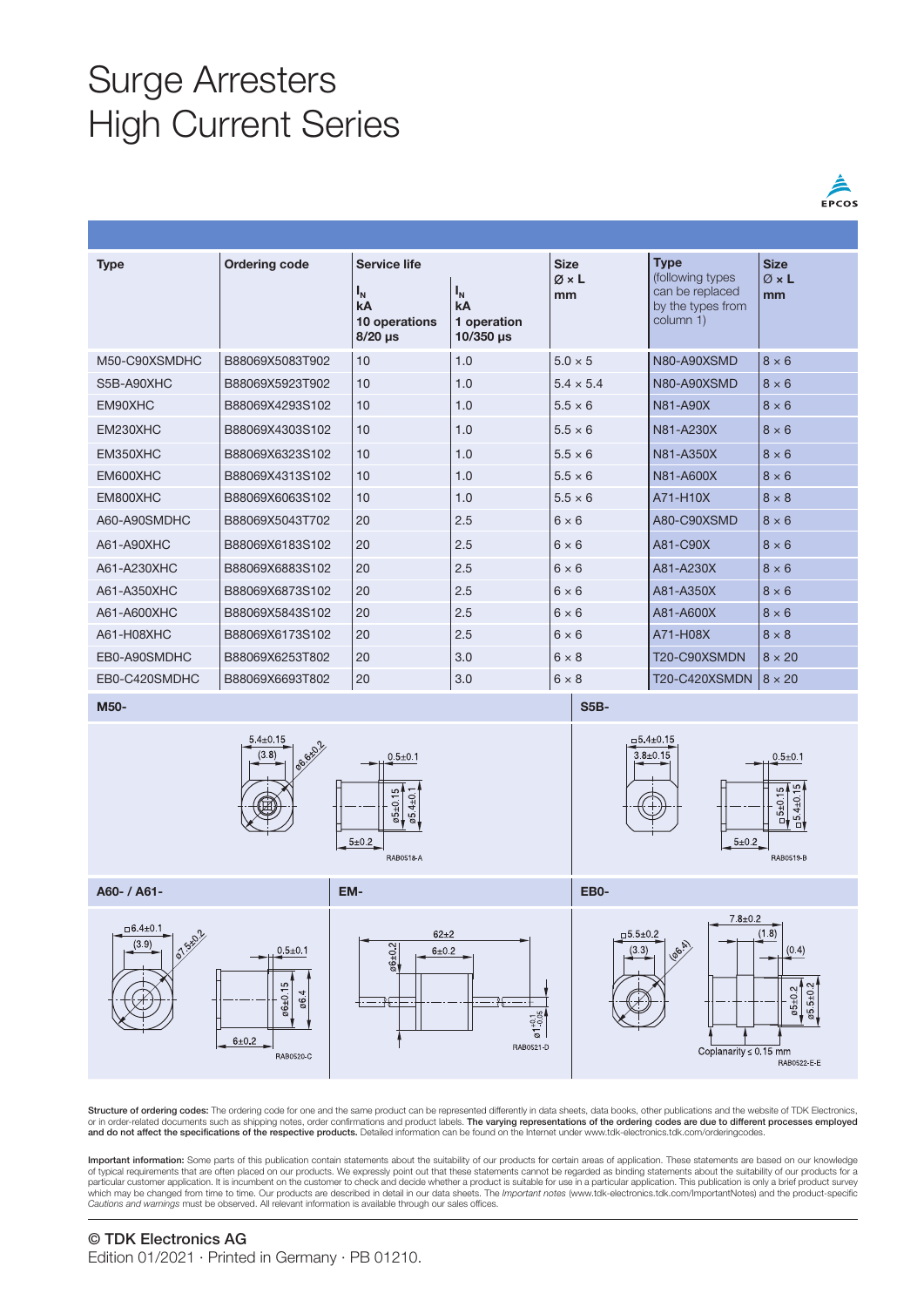# Surge Arresters
# High Current Series

EPCOS

| Type | Ordering code | Service life | | Size | Type | Size |
|---|---|---|---|---|---|---|
| | | $I_N$ kA 10 operations 8/20 µs | $I_N$ kA 1 operation 10/350 µs | Ø × L mm | (following types can be replaced by the types from column 1) | Ø × L mm |
| M50-C90XSMDHC | B88069X5083T902 | 10 | 1.0 | 5.0 × 5 | N80-A90XSMD | 8 × 6 |
| S5B-A90XHC | B88069X5923T902 | 10 | 1.0 | 5.4 × 5.4 | N80-A90XSMD | 8 × 6 |
| EM90XHC | B88069X4293S102 | 10 | 1.0 | 5.5 × 6 | N81-A90X | 8 × 6 |
| EM230XHC | B88069X4303S102 | 10 | 1.0 | 5.5 × 6 | N81-A230X | 8 × 6 |
| EM350XHC | B88069X6323S102 | 10 | 1.0 | 5.5 × 6 | N81-A350X | 8 × 6 |
| EM600XHC | B88069X4313S102 | 10 | 1.0 | 5.5 × 6 | N81-A600X | 8 × 6 |
| EM800XHC | B88069X6063S102 | 10 | 1.0 | 5.5 × 6 | A71-H10X | 8 × 8 |
| A60-A90SMDHC | B88069X5043T702 | 20 | 2.5 | 6 × 6 | A80-C90XSMD | 8 × 6 |
| A61-A90XHC | B88069X6183S102 | 20 | 2.5 | 6 × 6 | A81-C90X | 8 × 6 |
| A61-A230XHC | B88069X6883S102 | 20 | 2.5 | 6 × 6 | A81-A230X | 8 × 6 |
| A61-A350XHC | B88069X6873S102 | 20 | 2.5 | 6 × 6 | A81-A350X | 8 × 6 |
| A61-A600XHC | B88069X5843S102 | 20 | 2.5 | 6 × 6 | A81-A600X | 8 × 6 |
| A61-H08XHC | B88069X6173S102 | 20 | 2.5 | 6 × 6 | A71-H08X | 8 × 8 |
| EB0-A90SMDHC | B88069X6253T802 | 20 | 3.0 | 6 × 8 | T20-C90XSMDN | 8 × 20 |
| EB0-C420SMDHC | B88069X6693T802 | 20 | 3.0 | 6 × 8 | T20-C420XSMDN | 8 × 20 |

**M50-**

5.4±0.15
(3.8)
ø6.8±0.2
0.5±0.1
ø5±0.15
ø5.4±0.1
5±0.2
RAB0518-A

**S5B-**

□5.4±0.15
3.8±0.15
0.5±0.1
□5±0.15
□5.4±0.15
5±0.2
RAB0519-B

**A60- / A61-**

□6.4±0.1
(3.9)
ø7.5±0.2
0.5±0.1
ø6±0.15
ø6.4
6±0.2
RAB0520-C

**EM-**

62±2
6±0.2
ø6±0.2
ø1+0.1/-0.05
RAB0521-D

**EB0-**

7.8±0.2
□5.5±0.2
(3.3)
(ø6.4)
(1.8)
(0.4)
ø5±0.2
ø5.5±0.2
Coplanarity ≤ 0.15 mm
RAB0522-E-E

**Structure of ordering codes:** The ordering code for one and the same product can be represented differently in data sheets, data books, other publications and the website of TDK Electronics, or in order-related documents such as shipping notes, order confirmations and product labels. **The varying representations of the ordering codes are due to different processes employed and do not affect the specifications of the respective products.** Detailed information can be found on the Internet under www.tdk-electronics.tdk.com/orderingcodes.

**Important information:** Some parts of this publication contain statements about the suitability of our products for certain areas of application. These statements are based on our knowledge of typical requirements that are often placed on our products. We expressly point out that these statements cannot be regarded as binding statements about the suitability of our products for a particular customer application. It is incumbent on the customer to check and decide whether a product is suitable for use in a particular application. This publication is only a brief product survey which may be changed from time to time. Our products are described in detail in our data sheets. The *Important notes* (www.tdk-electronics.tdk.com/ImportantNotes) and the product-specific *Cautions and warnings* must be observed. All relevant information is available through our sales offices.

**© TDK Electronics AG**
Edition 01/2021 · Printed in Germany · PB 01210.